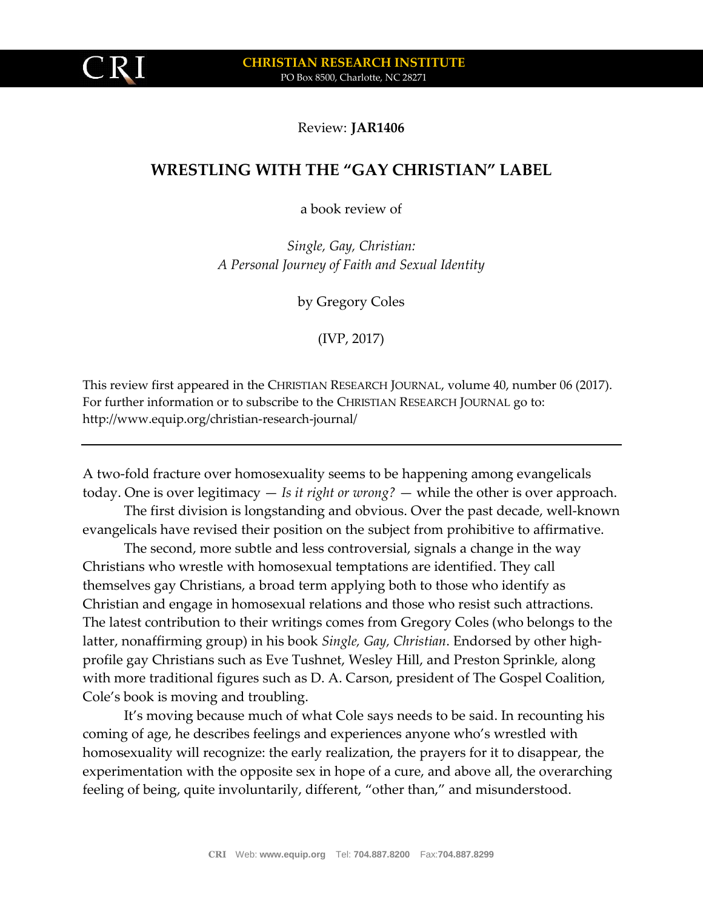CRI

**CHRISTIAN RESEARCH INSTITUTE**
PO Box 8500, Charlotte, NC 28271

Review: **JAR1406**

# WRESTLING WITH THE "GAY CHRISTIAN" LABEL

a book review of

*Single, Gay, Christian:*
*A Personal Journey of Faith and Sexual Identity*

by Gregory Coles

(IVP, 2017)

This review first appeared in the CHRISTIAN RESEARCH JOURNAL, volume 40, number 06 (2017). For further information or to subscribe to the CHRISTIAN RESEARCH JOURNAL go to: http://www.equip.org/christian-research-journal/

---

A two-fold fracture over homosexuality seems to be happening among evangelicals today. One is over legitimacy — *Is it right or wrong?* — while the other is over approach.

The first division is longstanding and obvious. Over the past decade, well-known evangelicals have revised their position on the subject from prohibitive to affirmative.

The second, more subtle and less controversial, signals a change in the way Christians who wrestle with homosexual temptations are identified. They call themselves gay Christians, a broad term applying both to those who identify as Christian and engage in homosexual relations and those who resist such attractions. The latest contribution to their writings comes from Gregory Coles (who belongs to the latter, nonaffirming group) in his book *Single, Gay, Christian*. Endorsed by other high-profile gay Christians such as Eve Tushnet, Wesley Hill, and Preston Sprinkle, along with more traditional figures such as D. A. Carson, president of The Gospel Coalition, Cole's book is moving and troubling.

It's moving because much of what Cole says needs to be said. In recounting his coming of age, he describes feelings and experiences anyone who's wrestled with homosexuality will recognize: the early realization, the prayers for it to disappear, the experimentation with the opposite sex in hope of a cure, and above all, the overarching feeling of being, quite involuntarily, different, "other than," and misunderstood.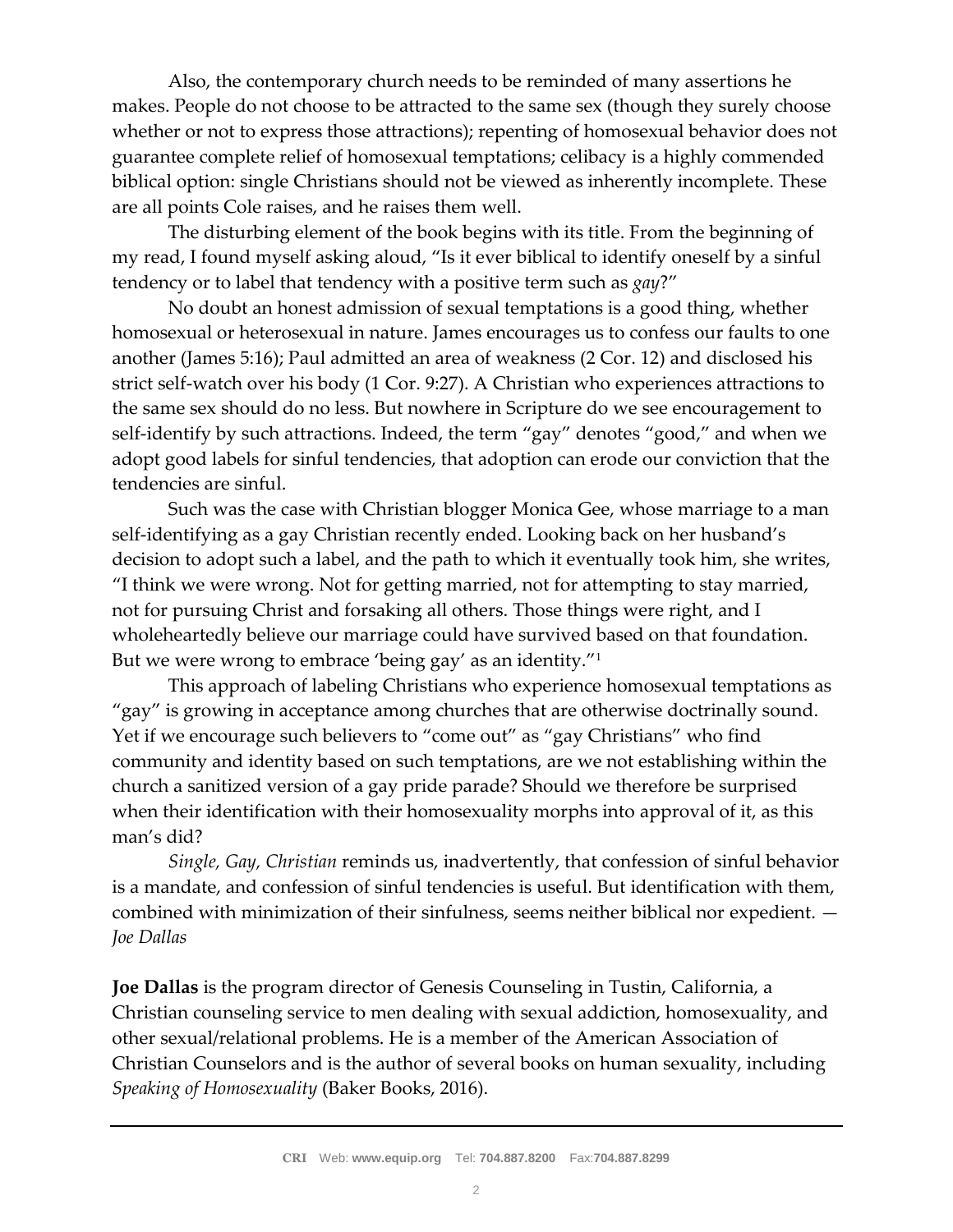Also, the contemporary church needs to be reminded of many assertions he makes. People do not choose to be attracted to the same sex (though they surely choose whether or not to express those attractions); repenting of homosexual behavior does not guarantee complete relief of homosexual temptations; celibacy is a highly commended biblical option: single Christians should not be viewed as inherently incomplete. These are all points Cole raises, and he raises them well.

The disturbing element of the book begins with its title. From the beginning of my read, I found myself asking aloud, "Is it ever biblical to identify oneself by a sinful tendency or to label that tendency with a positive term such as *gay*?"

No doubt an honest admission of sexual temptations is a good thing, whether homosexual or heterosexual in nature. James encourages us to confess our faults to one another (James 5:16); Paul admitted an area of weakness (2 Cor. 12) and disclosed his strict self-watch over his body (1 Cor. 9:27). A Christian who experiences attractions to the same sex should do no less. But nowhere in Scripture do we see encouragement to self-identify by such attractions. Indeed, the term "gay" denotes "good," and when we adopt good labels for sinful tendencies, that adoption can erode our conviction that the tendencies are sinful.

Such was the case with Christian blogger Monica Gee, whose marriage to a man self-identifying as a gay Christian recently ended. Looking back on her husband's decision to adopt such a label, and the path to which it eventually took him, she writes, "I think we were wrong. Not for getting married, not for attempting to stay married, not for pursuing Christ and forsaking all others. Those things were right, and I wholeheartedly believe our marriage could have survived based on that foundation. But we were wrong to embrace 'being gay' as an identity."[1]

This approach of labeling Christians who experience homosexual temptations as "gay" is growing in acceptance among churches that are otherwise doctrinally sound. Yet if we encourage such believers to "come out" as "gay Christians" who find community and identity based on such temptations, are we not establishing within the church a sanitized version of a gay pride parade? Should we therefore be surprised when their identification with their homosexuality morphs into approval of it, as this man's did?

*Single, Gay, Christian* reminds us, inadvertently, that confession of sinful behavior is a mandate, and confession of sinful tendencies is useful. But identification with them, combined with minimization of their sinfulness, seems neither biblical nor expedient. —*Joe Dallas*

**Joe Dallas** is the program director of Genesis Counseling in Tustin, California, a Christian counseling service to men dealing with sexual addiction, homosexuality, and other sexual/relational problems. He is a member of the American Association of Christian Counselors and is the author of several books on human sexuality, including *Speaking of Homosexuality* (Baker Books, 2016).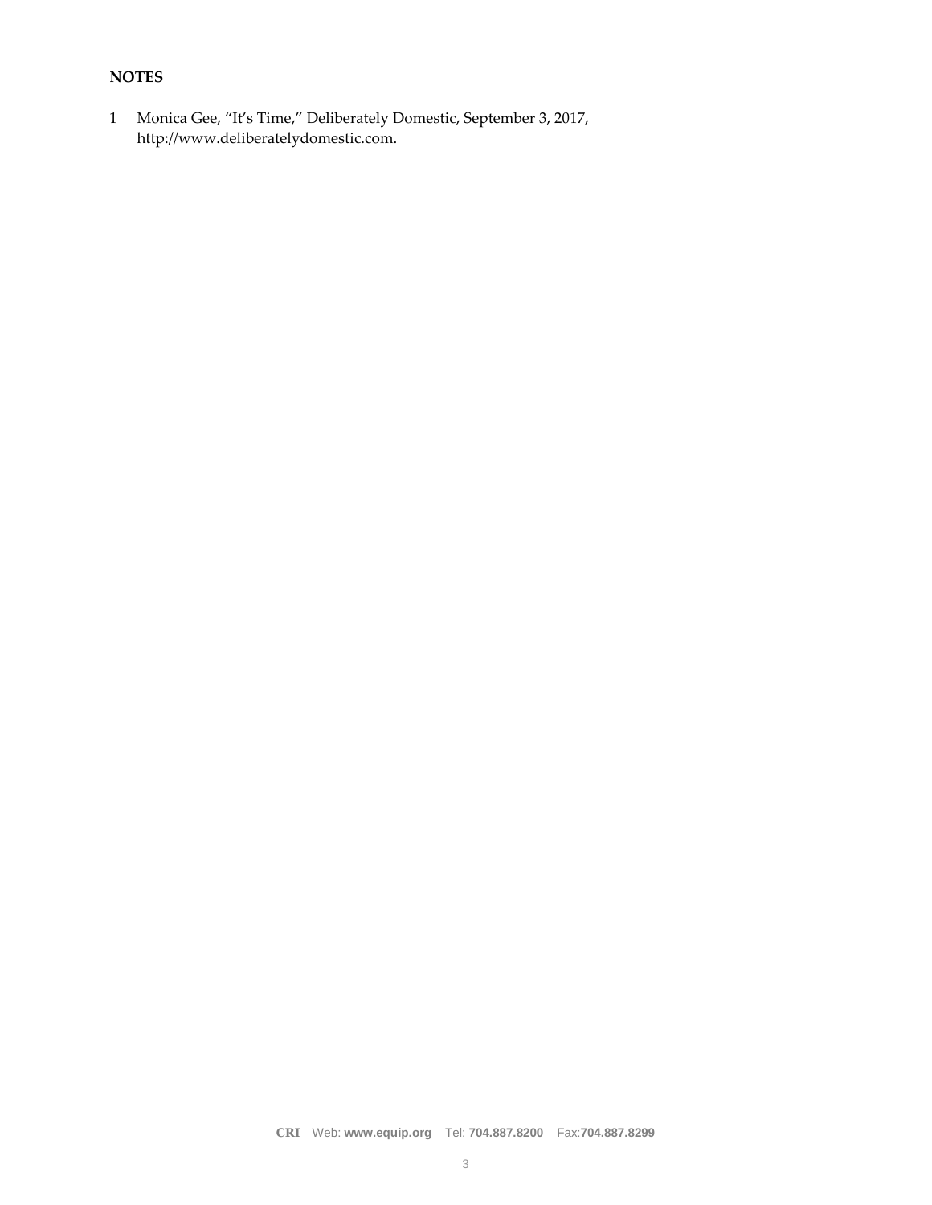**NOTES**

1 Monica Gee, "It's Time," Deliberately Domestic, September 3, 2017, http://www.deliberatelydomestic.com.